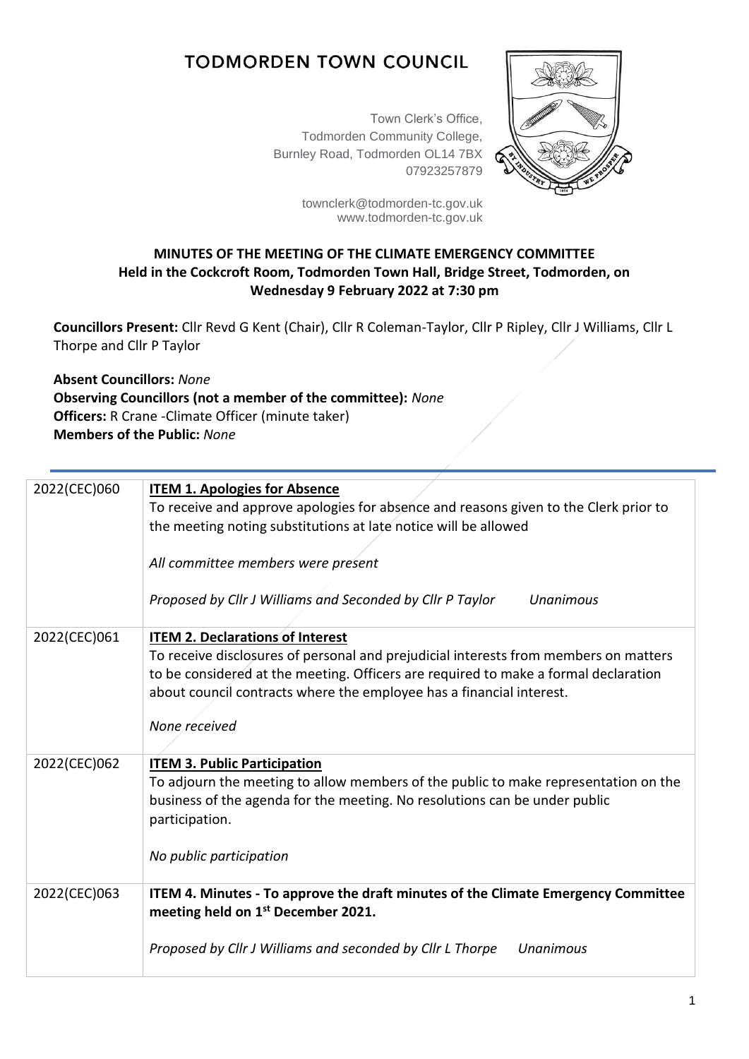# TODMORDEN TOWN COUNCIL

Town Clerk's Office,
Todmorden Community College,
Burnley Road, Todmorden OL14 7BX
07923257879

townclerk@todmorden-tc.gov.uk
www.todmorden-tc.gov.uk

## MINUTES OF THE MEETING OF THE CLIMATE EMERGENCY COMMITTEE Held in the Cockcroft Room, Todmorden Town Hall, Bridge Street, Todmorden, on Wednesday 9 February 2022 at 7:30 pm

**Councillors Present:** Cllr Revd G Kent (Chair), Cllr R Coleman-Taylor, Cllr P Ripley, Cllr J Williams, Cllr L Thorpe and Cllr P Taylor

**Absent Councillors:** *None*
**Observing Councillors (not a member of the committee):** *None*
**Officers:** R Crane -Climate Officer (minute taker)
**Members of the Public:** *None*

| | |
|---|---|
| 2022(CEC)060 | **ITEM 1. Apologies for Absence**<br>To receive and approve apologies for absence and reasons given to the Clerk prior to the meeting noting substitutions at late notice will be allowed<br><br>*All committee members were present*<br><br>*Proposed by Cllr J Williams and Seconded by Cllr P Taylor      Unanimous* |
| 2022(CEC)061 | **ITEM 2. Declarations of Interest**<br>To receive disclosures of personal and prejudicial interests from members on matters to be considered at the meeting. Officers are required to make a formal declaration about council contracts where the employee has a financial interest.<br><br>*None received* |
| 2022(CEC)062 | **ITEM 3. Public Participation**<br>To adjourn the meeting to allow members of the public to make representation on the business of the agenda for the meeting. No resolutions can be under public participation.<br><br>*No public participation* |
| 2022(CEC)063 | **ITEM 4. Minutes - To approve the draft minutes of the Climate Emergency Committee meeting held on 1st December 2021.**<br><br>*Proposed by Cllr J Williams and seconded by Cllr L Thorpe      Unanimous* |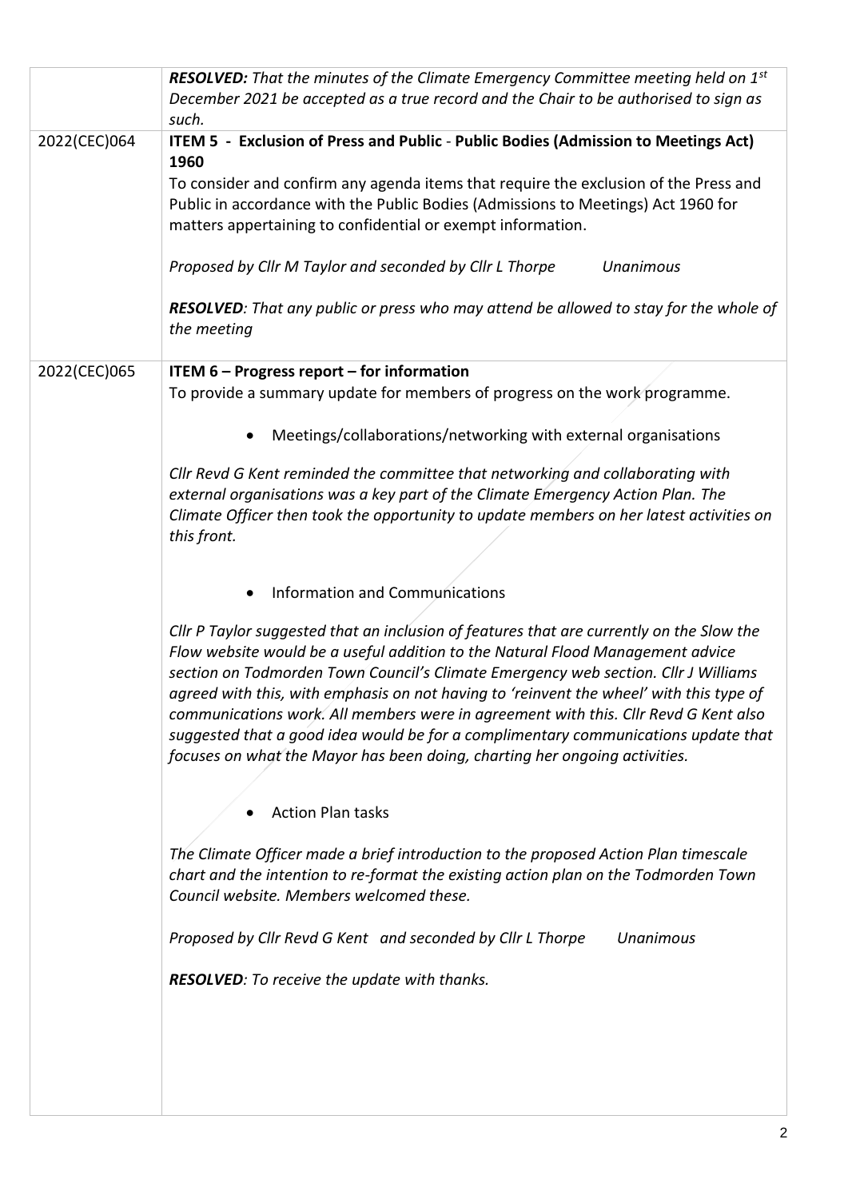| | |
|---|---|
| | ***RESOLVED:*** *That the minutes of the Climate Emergency Committee meeting held on 1st December 2021 be accepted as a true record and the Chair to be authorised to sign as such.* |
| 2022(CEC)064 | **ITEM 5 - Exclusion of Press and Public - Public Bodies (Admission to Meetings Act) 1960**<br>To consider and confirm any agenda items that require the exclusion of the Press and Public in accordance with the Public Bodies (Admissions to Meetings) Act 1960 for matters appertaining to confidential or exempt information.<br><br>*Proposed by Cllr M Taylor and seconded by Cllr L Thorpe Unanimous*<br><br>***RESOLVED****: That any public or press who may attend be allowed to stay for the whole of the meeting* |
| 2022(CEC)065 | **ITEM 6 – Progress report – for information**<br>To provide a summary update for members of progress on the work programme.<br><br>• Meetings/collaborations/networking with external organisations<br><br>*Cllr Revd G Kent reminded the committee that networking and collaborating with external organisations was a key part of the Climate Emergency Action Plan. The Climate Officer then took the opportunity to update members on her latest activities on this front.*<br><br>• Information and Communications<br><br>*Cllr P Taylor suggested that an inclusion of features that are currently on the Slow the Flow website would be a useful addition to the Natural Flood Management advice section on Todmorden Town Council's Climate Emergency web section. Cllr J Williams agreed with this, with emphasis on not having to 'reinvent the wheel' with this type of communications work. All members were in agreement with this. Cllr Revd G Kent also suggested that a good idea would be for a complimentary communications update that focuses on what the Mayor has been doing, charting her ongoing activities.*<br><br>• Action Plan tasks<br><br>*The Climate Officer made a brief introduction to the proposed Action Plan timescale chart and the intention to re-format the existing action plan on the Todmorden Town Council website. Members welcomed these.*<br><br>*Proposed by Cllr Revd G Kent and seconded by Cllr L Thorpe Unanimous*<br><br>***RESOLVED****: To receive the update with thanks.* |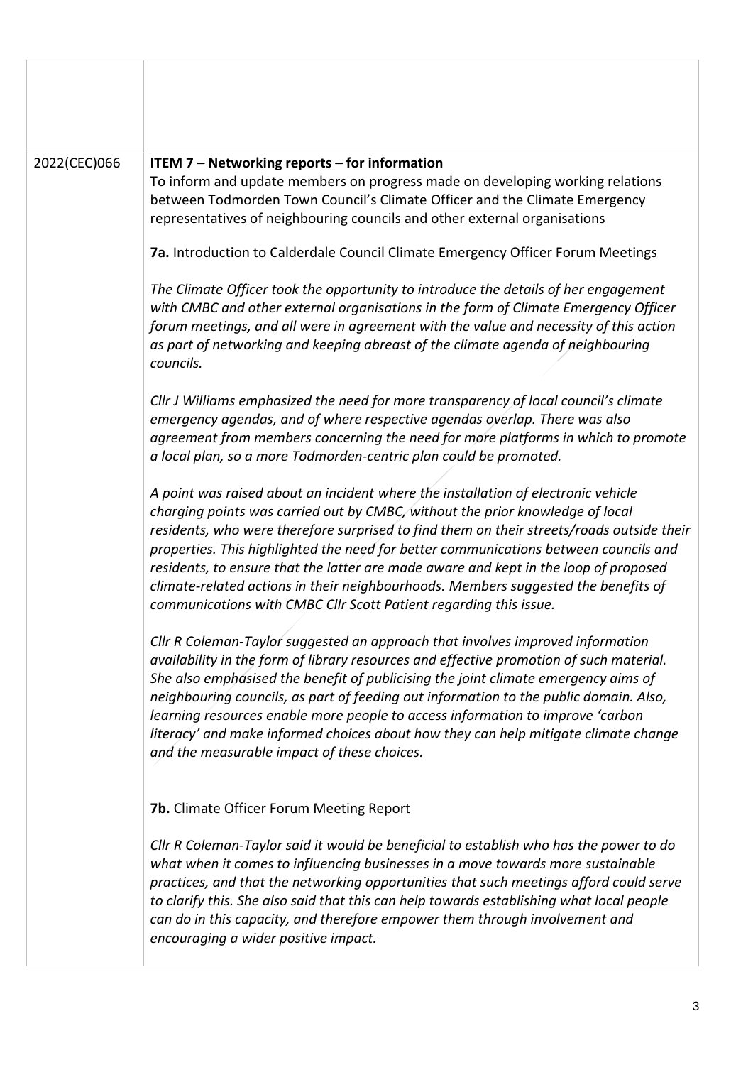| | |
|---|---|
| | |
| 2022(CEC)066 | **ITEM 7 – Networking reports – for information**<br>To inform and update members on progress made on developing working relations between Todmorden Town Council's Climate Officer and the Climate Emergency representatives of neighbouring councils and other external organisations<br><br>**7a.** Introduction to Calderdale Council Climate Emergency Officer Forum Meetings<br><br>*The Climate Officer took the opportunity to introduce the details of her engagement with CMBC and other external organisations in the form of Climate Emergency Officer forum meetings, and all were in agreement with the value and necessity of this action as part of networking and keeping abreast of the climate agenda of neighbouring councils.*<br><br>*Cllr J Williams emphasized the need for more transparency of local council's climate emergency agendas, and of where respective agendas overlap. There was also agreement from members concerning the need for more platforms in which to promote a local plan, so a more Todmorden-centric plan could be promoted.*<br><br>*A point was raised about an incident where the installation of electronic vehicle charging points was carried out by CMBC, without the prior knowledge of local residents, who were therefore surprised to find them on their streets/roads outside their properties. This highlighted the need for better communications between councils and residents, to ensure that the latter are made aware and kept in the loop of proposed climate-related actions in their neighbourhoods. Members suggested the benefits of communications with CMBC Cllr Scott Patient regarding this issue.*<br><br>*Cllr R Coleman-Taylor suggested an approach that involves improved information availability in the form of library resources and effective promotion of such material. She also emphasised the benefit of publicising the joint climate emergency aims of neighbouring councils, as part of feeding out information to the public domain. Also, learning resources enable more people to access information to improve 'carbon literacy' and make informed choices about how they can help mitigate climate change and the measurable impact of these choices.*<br><br>**7b.** Climate Officer Forum Meeting Report<br><br>*Cllr R Coleman-Taylor said it would be beneficial to establish who has the power to do what when it comes to influencing businesses in a move towards more sustainable practices, and that the networking opportunities that such meetings afford could serve to clarify this. She also said that this can help towards establishing what local people can do in this capacity, and therefore empower them through involvement and encouraging a wider positive impact.* |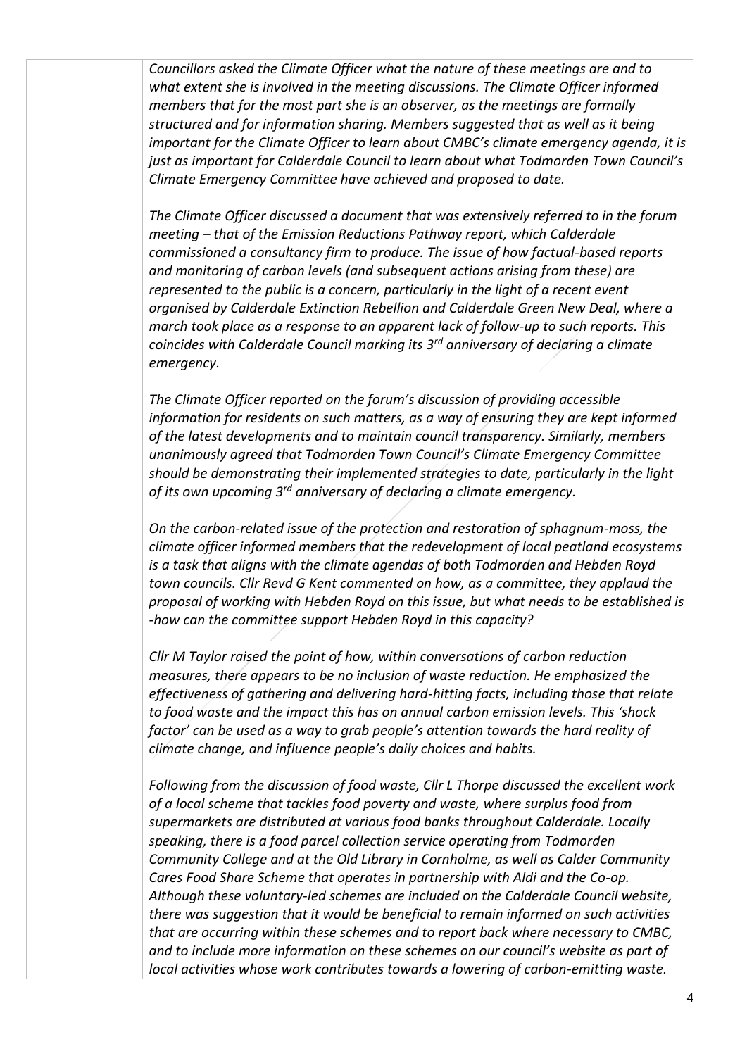*Councillors asked the Climate Officer what the nature of these meetings are and to what extent she is involved in the meeting discussions. The Climate Officer informed members that for the most part she is an observer, as the meetings are formally structured and for information sharing. Members suggested that as well as it being important for the Climate Officer to learn about CMBC's climate emergency agenda, it is just as important for Calderdale Council to learn about what Todmorden Town Council's Climate Emergency Committee have achieved and proposed to date.*

*The Climate Officer discussed a document that was extensively referred to in the forum meeting – that of the Emission Reductions Pathway report, which Calderdale commissioned a consultancy firm to produce. The issue of how factual-based reports and monitoring of carbon levels (and subsequent actions arising from these) are represented to the public is a concern, particularly in the light of a recent event organised by Calderdale Extinction Rebellion and Calderdale Green New Deal, where a march took place as a response to an apparent lack of follow-up to such reports. This coincides with Calderdale Council marking its 3rd anniversary of declaring a climate emergency.*

*The Climate Officer reported on the forum's discussion of providing accessible information for residents on such matters, as a way of ensuring they are kept informed of the latest developments and to maintain council transparency. Similarly, members unanimously agreed that Todmorden Town Council's Climate Emergency Committee should be demonstrating their implemented strategies to date, particularly in the light of its own upcoming 3rd anniversary of declaring a climate emergency.*

*On the carbon-related issue of the protection and restoration of sphagnum-moss, the climate officer informed members that the redevelopment of local peatland ecosystems is a task that aligns with the climate agendas of both Todmorden and Hebden Royd town councils. Cllr Revd G Kent commented on how, as a committee, they applaud the proposal of working with Hebden Royd on this issue, but what needs to be established is -how can the committee support Hebden Royd in this capacity?*

*Cllr M Taylor raised the point of how, within conversations of carbon reduction measures, there appears to be no inclusion of waste reduction. He emphasized the effectiveness of gathering and delivering hard-hitting facts, including those that relate to food waste and the impact this has on annual carbon emission levels. This 'shock factor' can be used as a way to grab people's attention towards the hard reality of climate change, and influence people's daily choices and habits.*

*Following from the discussion of food waste, Cllr L Thorpe discussed the excellent work of a local scheme that tackles food poverty and waste, where surplus food from supermarkets are distributed at various food banks throughout Calderdale. Locally speaking, there is a food parcel collection service operating from Todmorden Community College and at the Old Library in Cornholme, as well as Calder Community Cares Food Share Scheme that operates in partnership with Aldi and the Co-op. Although these voluntary-led schemes are included on the Calderdale Council website, there was suggestion that it would be beneficial to remain informed on such activities that are occurring within these schemes and to report back where necessary to CMBC, and to include more information on these schemes on our council's website as part of local activities whose work contributes towards a lowering of carbon-emitting waste.*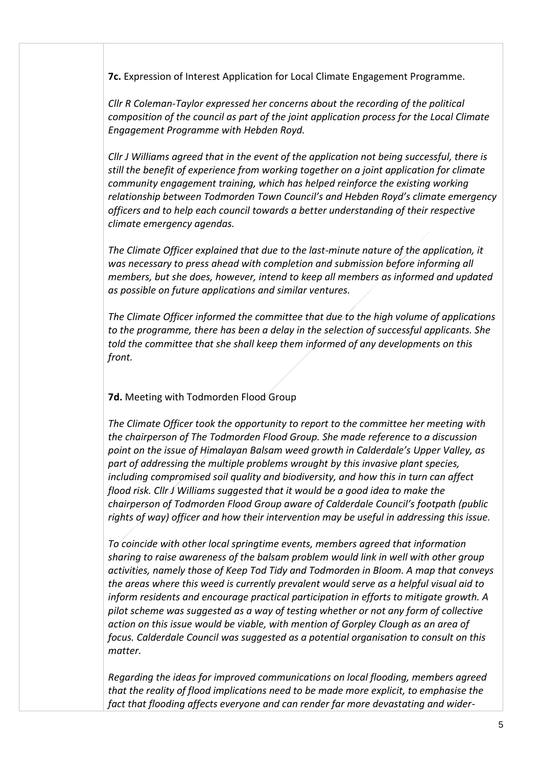**7c.** Expression of Interest Application for Local Climate Engagement Programme.

*Cllr R Coleman-Taylor expressed her concerns about the recording of the political composition of the council as part of the joint application process for the Local Climate Engagement Programme with Hebden Royd.*

*Cllr J Williams agreed that in the event of the application not being successful, there is still the benefit of experience from working together on a joint application for climate community engagement training, which has helped reinforce the existing working relationship between Todmorden Town Council's and Hebden Royd's climate emergency officers and to help each council towards a better understanding of their respective climate emergency agendas.*

*The Climate Officer explained that due to the last-minute nature of the application, it was necessary to press ahead with completion and submission before informing all members, but she does, however, intend to keep all members as informed and updated as possible on future applications and similar ventures.*

*The Climate Officer informed the committee that due to the high volume of applications to the programme, there has been a delay in the selection of successful applicants. She told the committee that she shall keep them informed of any developments on this front.*

**7d.** Meeting with Todmorden Flood Group

*The Climate Officer took the opportunity to report to the committee her meeting with the chairperson of The Todmorden Flood Group. She made reference to a discussion point on the issue of Himalayan Balsam weed growth in Calderdale's Upper Valley, as part of addressing the multiple problems wrought by this invasive plant species, including compromised soil quality and biodiversity, and how this in turn can affect flood risk. Cllr J Williams suggested that it would be a good idea to make the chairperson of Todmorden Flood Group aware of Calderdale Council's footpath (public rights of way) officer and how their intervention may be useful in addressing this issue.*

*To coincide with other local springtime events, members agreed that information sharing to raise awareness of the balsam problem would link in well with other group activities, namely those of Keep Tod Tidy and Todmorden in Bloom. A map that conveys the areas where this weed is currently prevalent would serve as a helpful visual aid to inform residents and encourage practical participation in efforts to mitigate growth. A pilot scheme was suggested as a way of testing whether or not any form of collective action on this issue would be viable, with mention of Gorpley Clough as an area of focus. Calderdale Council was suggested as a potential organisation to consult on this matter.*

*Regarding the ideas for improved communications on local flooding, members agreed that the reality of flood implications need to be made more explicit, to emphasise the fact that flooding affects everyone and can render far more devastating and wider-*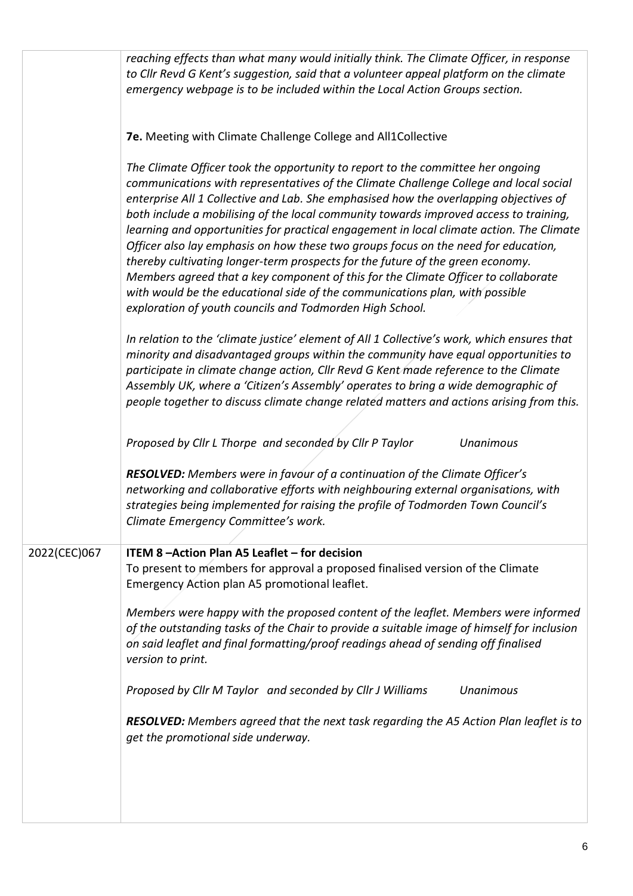| | |
|---|---|
| | *reaching effects than what many would initially think. The Climate Officer, in response to Cllr Revd G Kent's suggestion, said that a volunteer appeal platform on the climate emergency webpage is to be included within the Local Action Groups section.*<br><br>**7e.** Meeting with Climate Challenge College and All1Collective<br><br>*The Climate Officer took the opportunity to report to the committee her ongoing communications with representatives of the Climate Challenge College and local social enterprise All 1 Collective and Lab. She emphasised how the overlapping objectives of both include a mobilising of the local community towards improved access to training, learning and opportunities for practical engagement in local climate action. The Climate Officer also lay emphasis on how these two groups focus on the need for education, thereby cultivating longer-term prospects for the future of the green economy. Members agreed that a key component of this for the Climate Officer to collaborate with would be the educational side of the communications plan, with possible exploration of youth councils and Todmorden High School.*<br><br>*In relation to the 'climate justice' element of All 1 Collective's work, which ensures that minority and disadvantaged groups within the community have equal opportunities to participate in climate change action, Cllr Revd G Kent made reference to the Climate Assembly UK, where a 'Citizen's Assembly' operates to bring a wide demographic of people together to discuss climate change related matters and actions arising from this.*<br><br>*Proposed by Cllr L Thorpe and seconded by Cllr P Taylor Unanimous*<br><br>***RESOLVED:*** *Members were in favour of a continuation of the Climate Officer's networking and collaborative efforts with neighbouring external organisations, with strategies being implemented for raising the profile of Todmorden Town Council's Climate Emergency Committee's work.* |
| 2022(CEC)067 | **ITEM 8 –Action Plan A5 Leaflet – for decision**<br>To present to members for approval a proposed finalised version of the Climate Emergency Action plan A5 promotional leaflet.<br><br>*Members were happy with the proposed content of the leaflet. Members were informed of the outstanding tasks of the Chair to provide a suitable image of himself for inclusion on said leaflet and final formatting/proof readings ahead of sending off finalised version to print.*<br><br>*Proposed by Cllr M Taylor and seconded by Cllr J Williams Unanimous*<br><br>***RESOLVED:*** *Members agreed that the next task regarding the A5 Action Plan leaflet is to get the promotional side underway.* |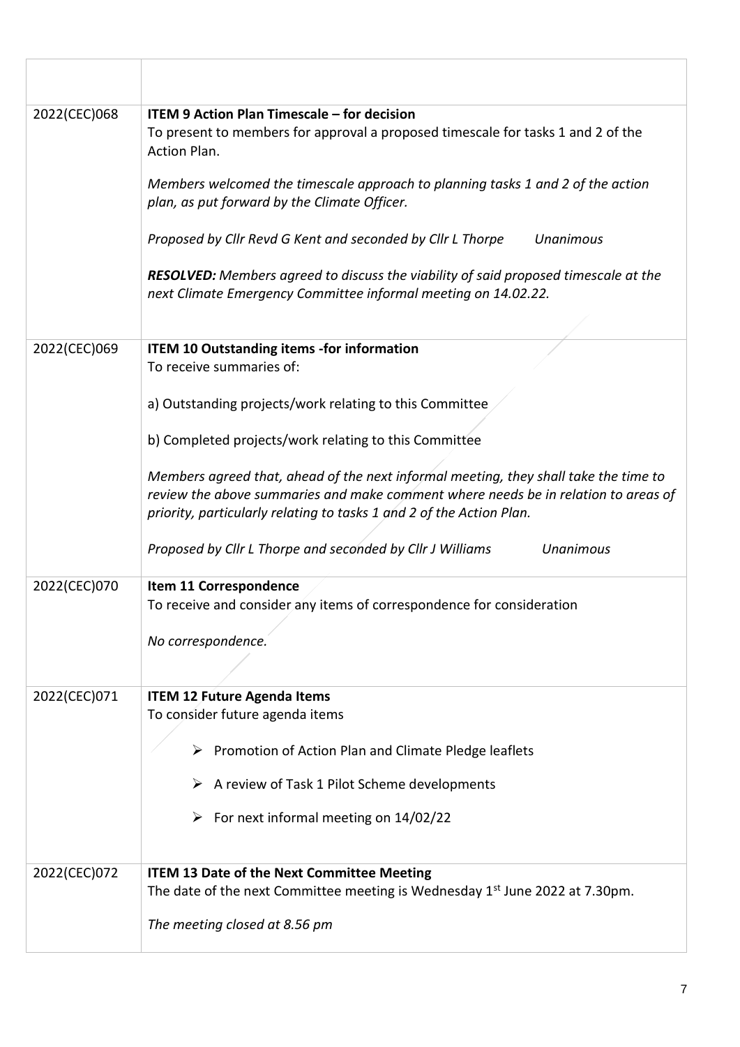| | |
|---|---|
| | |
| 2022(CEC)068 | **ITEM 9 Action Plan Timescale – for decision**<br>To present to members for approval a proposed timescale for tasks 1 and 2 of the Action Plan.<br><br>*Members welcomed the timescale approach to planning tasks 1 and 2 of the action plan, as put forward by the Climate Officer.*<br><br>*Proposed by Cllr Revd G Kent and seconded by Cllr L Thorpe Unanimous*<br><br>***RESOLVED:*** *Members agreed to discuss the viability of said proposed timescale at the next Climate Emergency Committee informal meeting on 14.02.22.* |
| 2022(CEC)069 | **ITEM 10 Outstanding items -for information**<br>To receive summaries of:<br><br>a) Outstanding projects/work relating to this Committee<br><br>b) Completed projects/work relating to this Committee<br><br>*Members agreed that, ahead of the next informal meeting, they shall take the time to review the above summaries and make comment where needs be in relation to areas of priority, particularly relating to tasks 1 and 2 of the Action Plan.*<br><br>*Proposed by Cllr L Thorpe and seconded by Cllr J Williams Unanimous* |
| 2022(CEC)070 | **Item 11 Correspondence**<br>To receive and consider any items of correspondence for consideration<br><br>*No correspondence.* |
| 2022(CEC)071 | **ITEM 12 Future Agenda Items**<br>To consider future agenda items<br><br>➢ Promotion of Action Plan and Climate Pledge leaflets<br><br>➢ A review of Task 1 Pilot Scheme developments<br><br>➢ For next informal meeting on 14/02/22 |
| 2022(CEC)072 | **ITEM 13 Date of the Next Committee Meeting**<br>The date of the next Committee meeting is Wednesday 1st June 2022 at 7.30pm.<br><br>*The meeting closed at 8.56 pm* |